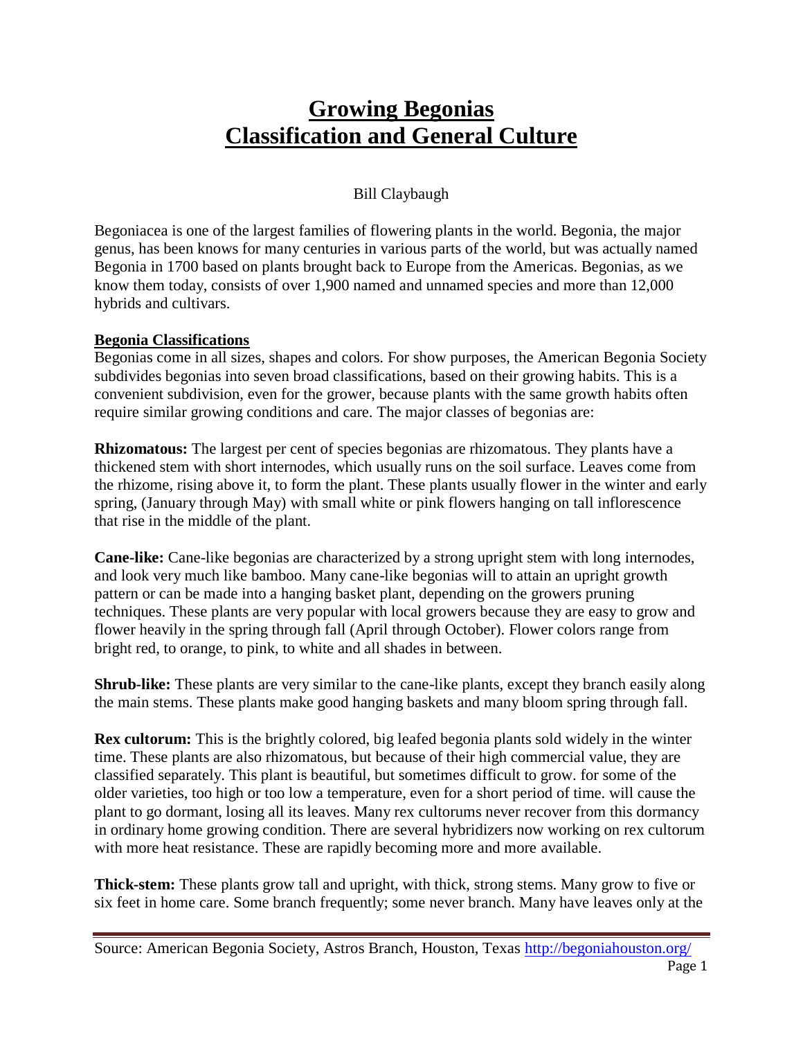# Growing Begonias
# Classification and General Culture

Bill Claybaugh

Begoniacea is one of the largest families of flowering plants in the world. Begonia, the major genus, has been knows for many centuries in various parts of the world, but was actually named Begonia in 1700 based on plants brought back to Europe from the Americas. Begonias, as we know them today, consists of over 1,900 named and unnamed species and more than 12,000 hybrids and cultivars.

## Begonia Classifications

Begonias come in all sizes, shapes and colors. For show purposes, the American Begonia Society subdivides begonias into seven broad classifications, based on their growing habits. This is a convenient subdivision, even for the grower, because plants with the same growth habits often require similar growing conditions and care. The major classes of begonias are:

**Rhizomatous:** The largest per cent of species begonias are rhizomatous. They plants have a thickened stem with short internodes, which usually runs on the soil surface. Leaves come from the rhizome, rising above it, to form the plant. These plants usually flower in the winter and early spring, (January through May) with small white or pink flowers hanging on tall inflorescence that rise in the middle of the plant.

**Cane-like:** Cane-like begonias are characterized by a strong upright stem with long internodes, and look very much like bamboo. Many cane-like begonias will to attain an upright growth pattern or can be made into a hanging basket plant, depending on the growers pruning techniques. These plants are very popular with local growers because they are easy to grow and flower heavily in the spring through fall (April through October). Flower colors range from bright red, to orange, to pink, to white and all shades in between.

**Shrub-like:** These plants are very similar to the cane-like plants, except they branch easily along the main stems. These plants make good hanging baskets and many bloom spring through fall.

**Rex cultorum:** This is the brightly colored, big leafed begonia plants sold widely in the winter time. These plants are also rhizomatous, but because of their high commercial value, they are classified separately. This plant is beautiful, but sometimes difficult to grow. for some of the older varieties, too high or too low a temperature, even for a short period of time. will cause the plant to go dormant, losing all its leaves. Many rex cultorums never recover from this dormancy in ordinary home growing condition. There are several hybridizers now working on rex cultorum with more heat resistance. These are rapidly becoming more and more available.

**Thick-stem:** These plants grow tall and upright, with thick, strong stems. Many grow to five or six feet in home care. Some branch frequently; some never branch. Many have leaves only at the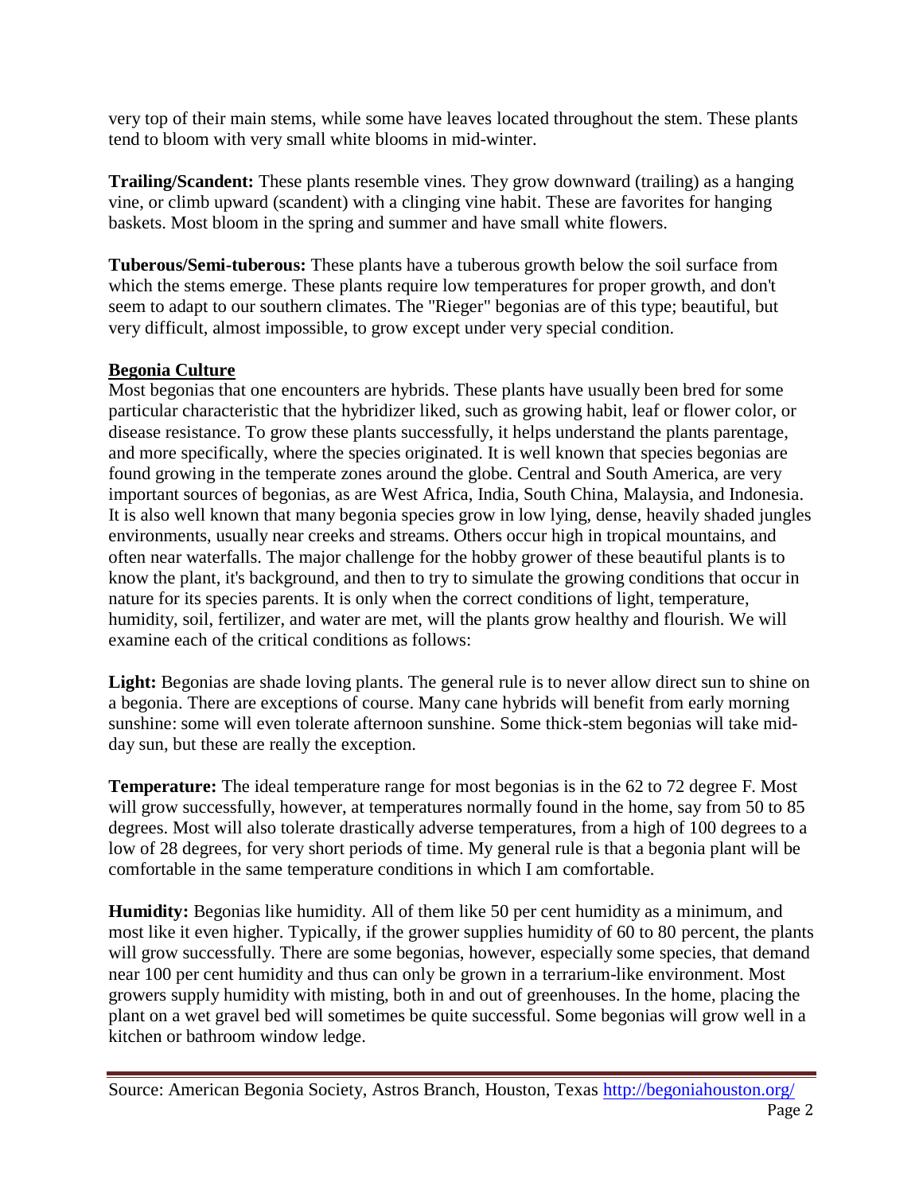very top of their main stems, while some have leaves located throughout the stem. These plants tend to bloom with very small white blooms in mid-winter.

**Trailing/Scandent:** These plants resemble vines. They grow downward (trailing) as a hanging vine, or climb upward (scandent) with a clinging vine habit. These are favorites for hanging baskets. Most bloom in the spring and summer and have small white flowers.

**Tuberous/Semi-tuberous:** These plants have a tuberous growth below the soil surface from which the stems emerge. These plants require low temperatures for proper growth, and don't seem to adapt to our southern climates. The "Rieger" begonias are of this type; beautiful, but very difficult, almost impossible, to grow except under very special condition.

## Begonia Culture

Most begonias that one encounters are hybrids. These plants have usually been bred for some particular characteristic that the hybridizer liked, such as growing habit, leaf or flower color, or disease resistance. To grow these plants successfully, it helps understand the plants parentage, and more specifically, where the species originated. It is well known that species begonias are found growing in the temperate zones around the globe. Central and South America, are very important sources of begonias, as are West Africa, India, South China, Malaysia, and Indonesia. It is also well known that many begonia species grow in low lying, dense, heavily shaded jungles environments, usually near creeks and streams. Others occur high in tropical mountains, and often near waterfalls. The major challenge for the hobby grower of these beautiful plants is to know the plant, it's background, and then to try to simulate the growing conditions that occur in nature for its species parents. It is only when the correct conditions of light, temperature, humidity, soil, fertilizer, and water are met, will the plants grow healthy and flourish. We will examine each of the critical conditions as follows:

**Light:** Begonias are shade loving plants. The general rule is to never allow direct sun to shine on a begonia. There are exceptions of course. Many cane hybrids will benefit from early morning sunshine: some will even tolerate afternoon sunshine. Some thick-stem begonias will take mid-day sun, but these are really the exception.

**Temperature:** The ideal temperature range for most begonias is in the 62 to 72 degree F. Most will grow successfully, however, at temperatures normally found in the home, say from 50 to 85 degrees. Most will also tolerate drastically adverse temperatures, from a high of 100 degrees to a low of 28 degrees, for very short periods of time. My general rule is that a begonia plant will be comfortable in the same temperature conditions in which I am comfortable.

**Humidity:** Begonias like humidity. All of them like 50 per cent humidity as a minimum, and most like it even higher. Typically, if the grower supplies humidity of 60 to 80 percent, the plants will grow successfully. There are some begonias, however, especially some species, that demand near 100 per cent humidity and thus can only be grown in a terrarium-like environment. Most growers supply humidity with misting, both in and out of greenhouses. In the home, placing the plant on a wet gravel bed will sometimes be quite successful. Some begonias will grow well in a kitchen or bathroom window ledge.

Source: American Begonia Society, Astros Branch, Houston, Texas [http://begoniahouston.org/](http://begoniahouston.org/)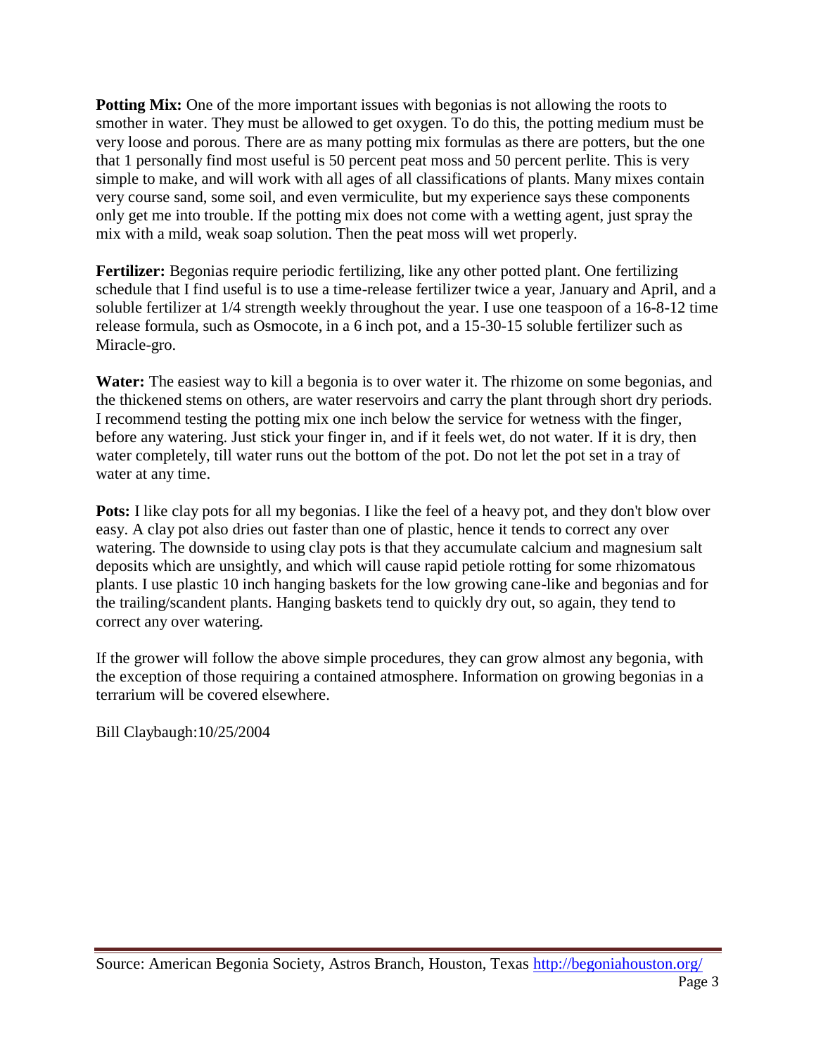**Potting Mix:** One of the more important issues with begonias is not allowing the roots to smother in water. They must be allowed to get oxygen. To do this, the potting medium must be very loose and porous. There are as many potting mix formulas as there are potters, but the one that 1 personally find most useful is 50 percent peat moss and 50 percent perlite. This is very simple to make, and will work with all ages of all classifications of plants. Many mixes contain very course sand, some soil, and even vermiculite, but my experience says these components only get me into trouble. If the potting mix does not come with a wetting agent, just spray the mix with a mild, weak soap solution. Then the peat moss will wet properly.

**Fertilizer:** Begonias require periodic fertilizing, like any other potted plant. One fertilizing schedule that I find useful is to use a time-release fertilizer twice a year, January and April, and a soluble fertilizer at 1/4 strength weekly throughout the year. I use one teaspoon of a 16-8-12 time release formula, such as Osmocote, in a 6 inch pot, and a 15-30-15 soluble fertilizer such as Miracle-gro.

**Water:** The easiest way to kill a begonia is to over water it. The rhizome on some begonias, and the thickened stems on others, are water reservoirs and carry the plant through short dry periods. I recommend testing the potting mix one inch below the service for wetness with the finger, before any watering. Just stick your finger in, and if it feels wet, do not water. If it is dry, then water completely, till water runs out the bottom of the pot. Do not let the pot set in a tray of water at any time.

**Pots:** I like clay pots for all my begonias. I like the feel of a heavy pot, and they don't blow over easy. A clay pot also dries out faster than one of plastic, hence it tends to correct any over watering. The downside to using clay pots is that they accumulate calcium and magnesium salt deposits which are unsightly, and which will cause rapid petiole rotting for some rhizomatous plants. I use plastic 10 inch hanging baskets for the low growing cane-like and begonias and for the trailing/scandent plants. Hanging baskets tend to quickly dry out, so again, they tend to correct any over watering.

If the grower will follow the above simple procedures, they can grow almost any begonia, with the exception of those requiring a contained atmosphere. Information on growing begonias in a terrarium will be covered elsewhere.

Bill Claybaugh:10/25/2004

Source: American Begonia Society, Astros Branch, Houston, Texas http://begoniahouston.org/